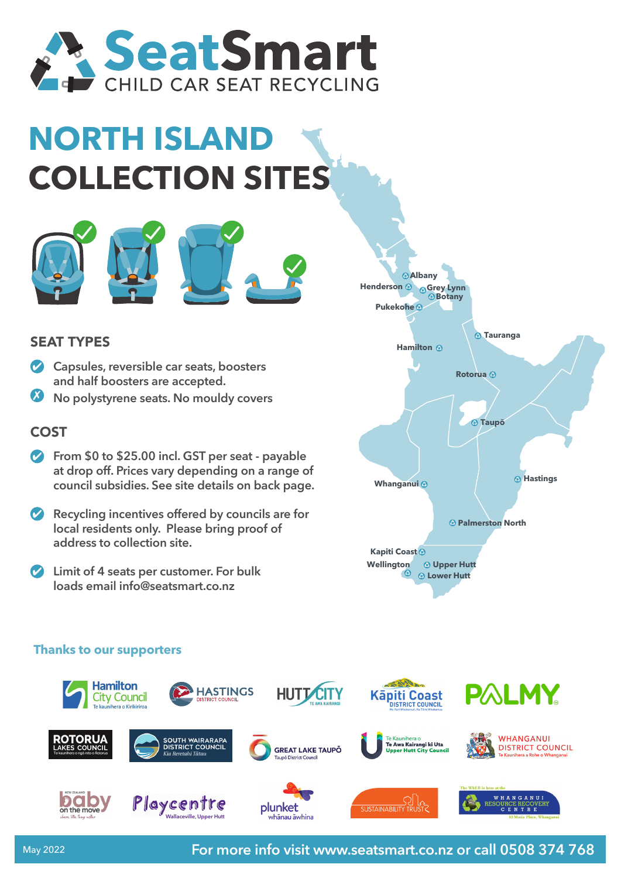# SeatSmart

CHILD CAR SEAT RECYCLING

# NORTH ISLAND COLLECTION SITES

Albany
Henderson
Grey Lynn
Botany
Pukekohe
Tauranga
Hamilton
Rotorua
Taupō
Hastings
Whanganui
Palmerston North
Kapiti Coast
Wellington
Upper Hutt
Lower Hutt

## SEAT TYPES

- ✔ Capsules, reversible car seats, boosters and half boosters are accepted.
- ✗ No polystyrene seats. No mouldy covers

## COST

- ✔ From $0 to $25.00 incl. GST per seat - payable at drop off. Prices vary depending on a range of council subsidies. See site details on back page.
- ✔ Recycling incentives offered by councils are for local residents only. Please bring proof of address to collection site.
- ✔ Limit of 4 seats per customer. For bulk loads email info@seatsmart.co.nz

### Thanks to our supporters

Hamilton City Council – Te kaunihera o Kirikiriroa
Hastings District Council
Hutt City – Te Awa Kairangi
Kāpiti Coast District Council
PALMY
Rotorua Lakes Council – Te kaunihera o ngā roto o Rotorua
South Wairarapa District Council – Kia Reretahi Tātau
Great Lake Taupō – Taupō District Council
Te Kaunihera o Te Awa Kairangi ki Uta – Upper Hutt City Council
Whanganui District Council – Te Kaunihera a Rohe o Whanganui
New Zealand baby on the move
Playcentre – Wallaceville, Upper Hutt
plunket – whānau āwhina
Sustainability Trust
Whanganui Resource Recovery Centre

May 2022

**For more info visit www.seatsmart.co.nz or call 0508 374 768**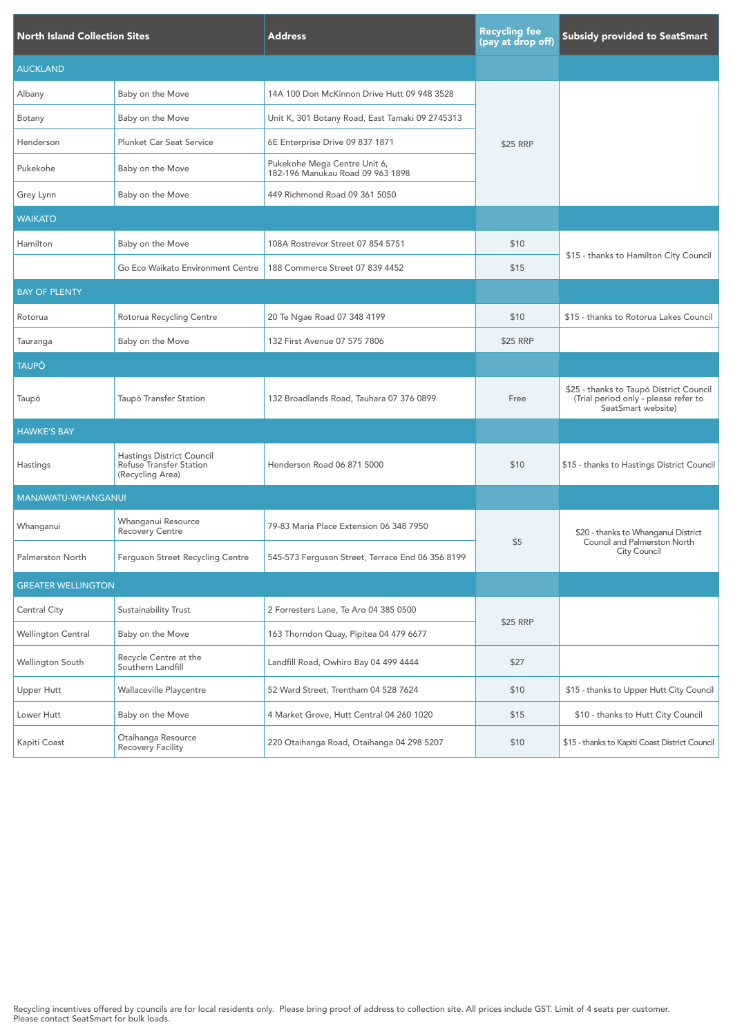| North Island Collection Sites | | Address | Recycling fee (pay at drop off) | Subsidy provided to SeatSmart |
|---|---|---|---|---|
| AUCKLAND | | | | |
| Albany | Baby on the Move | 14A 100 Don McKinnon Drive Hutt 09 948 3528 | $25 RRP | |
| Botany | Baby on the Move | Unit K, 301 Botany Road, East Tamaki 09 2745313 | | |
| Henderson | Plunket Car Seat Service | 6E Enterprise Drive 09 837 1871 | | |
| Pukekohe | Baby on the Move | Pukekohe Mega Centre Unit 6, 182-196 Manukau Road 09 963 1898 | | |
| Grey Lynn | Baby on the Move | 449 Richmond Road 09 361 5050 | | |
| WAIKATO | | | | |
| Hamilton | Baby on the Move | 108A Rostrevor Street 07 854 5751 | $10 | $15 - thanks to Hamilton City Council |
| | Go Eco Waikato Environment Centre | 188 Commerce Street 07 839 4452 | $15 | |
| BAY OF PLENTY | | | | |
| Rotorua | Rotorua Recycling Centre | 20 Te Ngae Road 07 348 4199 | $10 | $15 - thanks to Rotorua Lakes Council |
| Tauranga | Baby on the Move | 132 First Avenue 07 575 7806 | $25 RRP | |
| TAUPŌ | | | | |
| Taupō | Taupō Transfer Station | 132 Broadlands Road, Tauhara 07 376 0899 | Free | $25 - thanks to Taupō District Council (Trial period only - please refer to SeatSmart website) |
| HAWKE'S BAY | | | | |
| Hastings | Hastings District Council Refuse Transfer Station (Recycling Area) | Henderson Road 06 871 5000 | $10 | $15 - thanks to Hastings District Council |
| MANAWATU-WHANGANUI | | | | |
| Whanganui | Whanganui Resource Recovery Centre | 79-83 Maria Place Extension 06 348 7950 | $5 | $20 - thanks to Whanganui District Council and Palmerston North City Council |
| Palmerston North | Ferguson Street Recycling Centre | 545-573 Ferguson Street, Terrace End 06 356 8199 | | |
| GREATER WELLINGTON | | | | |
| Central City | Sustainability Trust | 2 Forresters Lane, Te Aro 04 385 0500 | $25 RRP | |
| Wellington Central | Baby on the Move | 163 Thorndon Quay, Pipitea 04 479 6677 | | |
| Wellington South | Recycle Centre at the Southern Landfill | Landfill Road, Owhiro Bay 04 499 4444 | $27 | |
| Upper Hutt | Wallaceville Playcentre | 52 Ward Street, Trentham 04 528 7624 | $10 | $15 - thanks to Upper Hutt City Council |
| Lower Hutt | Baby on the Move | 4 Market Grove, Hutt Central 04 260 1020 | $15 | $10 - thanks to Hutt City Council |
| Kapiti Coast | Otaihanga Resource Recovery Facility | 220 Otaihanga Road, Otaihanga 04 298 5207 | $10 | $15 - thanks to Kapiti Coast District Council |

Recycling incentives offered by councils are for local residents only. Please bring proof of address to collection site. All prices include GST. Limit of 4 seats per customer. Please contact SeatSmart for bulk loads.